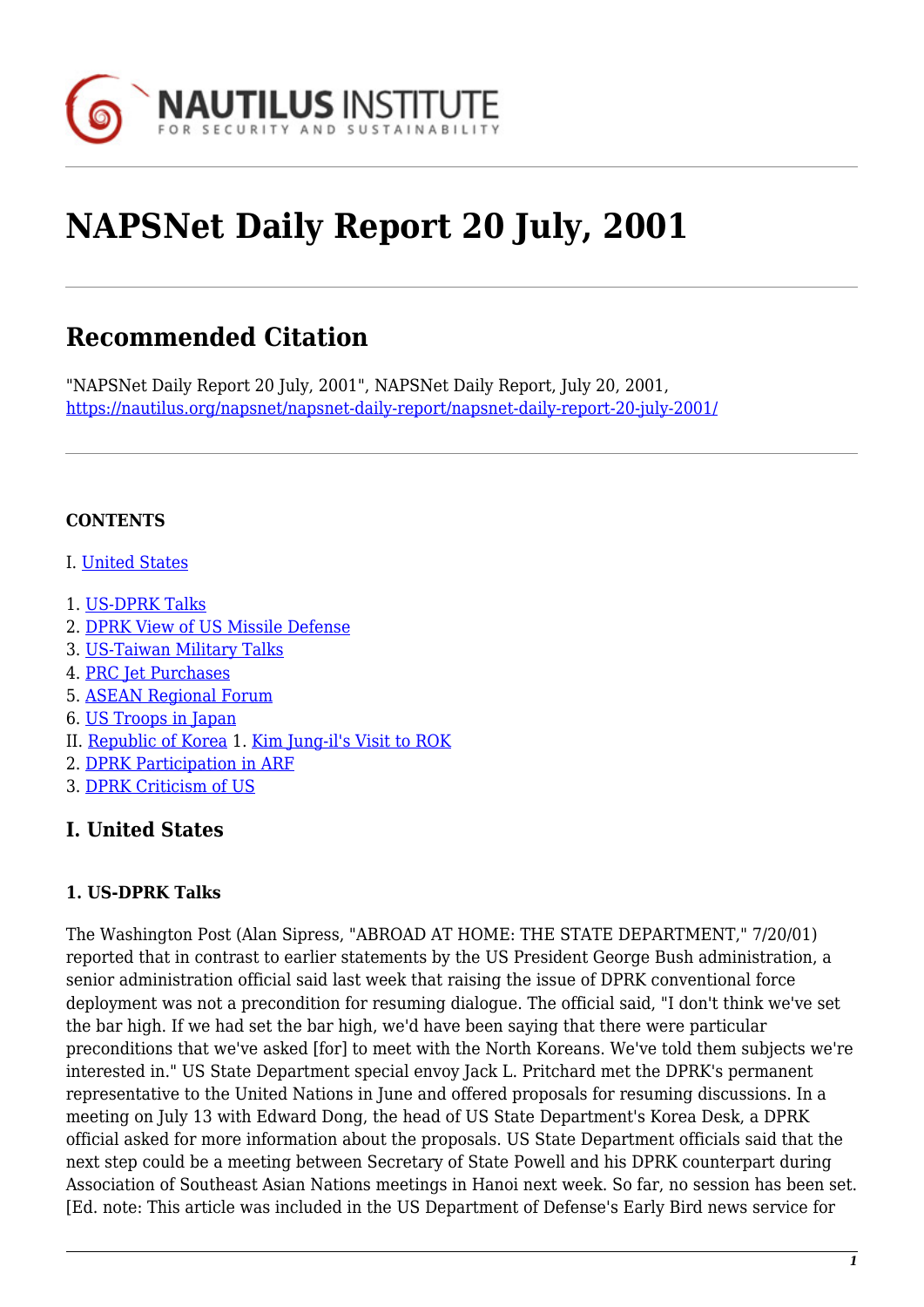# NAPSNet Daily Report 20 July, 2001

## Recommended Citation

"NAPSNet Daily Report 20 July, 2001", NAPSNet Daily Report, July 20, 2001, https://nautilus.org/napsnet/napsnet-daily-report/napsnet-daily-report-20-july-2001/

**CONTENTS**

I. United States

1. US-DPRK Talks
2. DPRK View of US Missile Defense
3. US-Taiwan Military Talks
4. PRC Jet Purchases
5. ASEAN Regional Forum
6. US Troops in Japan

II. Republic of Korea 1. Kim Jung-il's Visit to ROK
2. DPRK Participation in ARF
3. DPRK Criticism of US

## I. United States

### 1. US-DPRK Talks

The Washington Post (Alan Sipress, "ABROAD AT HOME: THE STATE DEPARTMENT," 7/20/01) reported that in contrast to earlier statements by the US President George Bush administration, a senior administration official said last week that raising the issue of DPRK conventional force deployment was not a precondition for resuming dialogue. The official said, "I don't think we've set the bar high. If we had set the bar high, we'd have been saying that there were particular preconditions that we've asked [for] to meet with the North Koreans. We've told them subjects we're interested in." US State Department special envoy Jack L. Pritchard met the DPRK's permanent representative to the United Nations in June and offered proposals for resuming discussions. In a meeting on July 13 with Edward Dong, the head of US State Department's Korea Desk, a DPRK official asked for more information about the proposals. US State Department officials said that the next step could be a meeting between Secretary of State Powell and his DPRK counterpart during Association of Southeast Asian Nations meetings in Hanoi next week. So far, no session has been set. [Ed. note: This article was included in the US Department of Defense's Early Bird news service for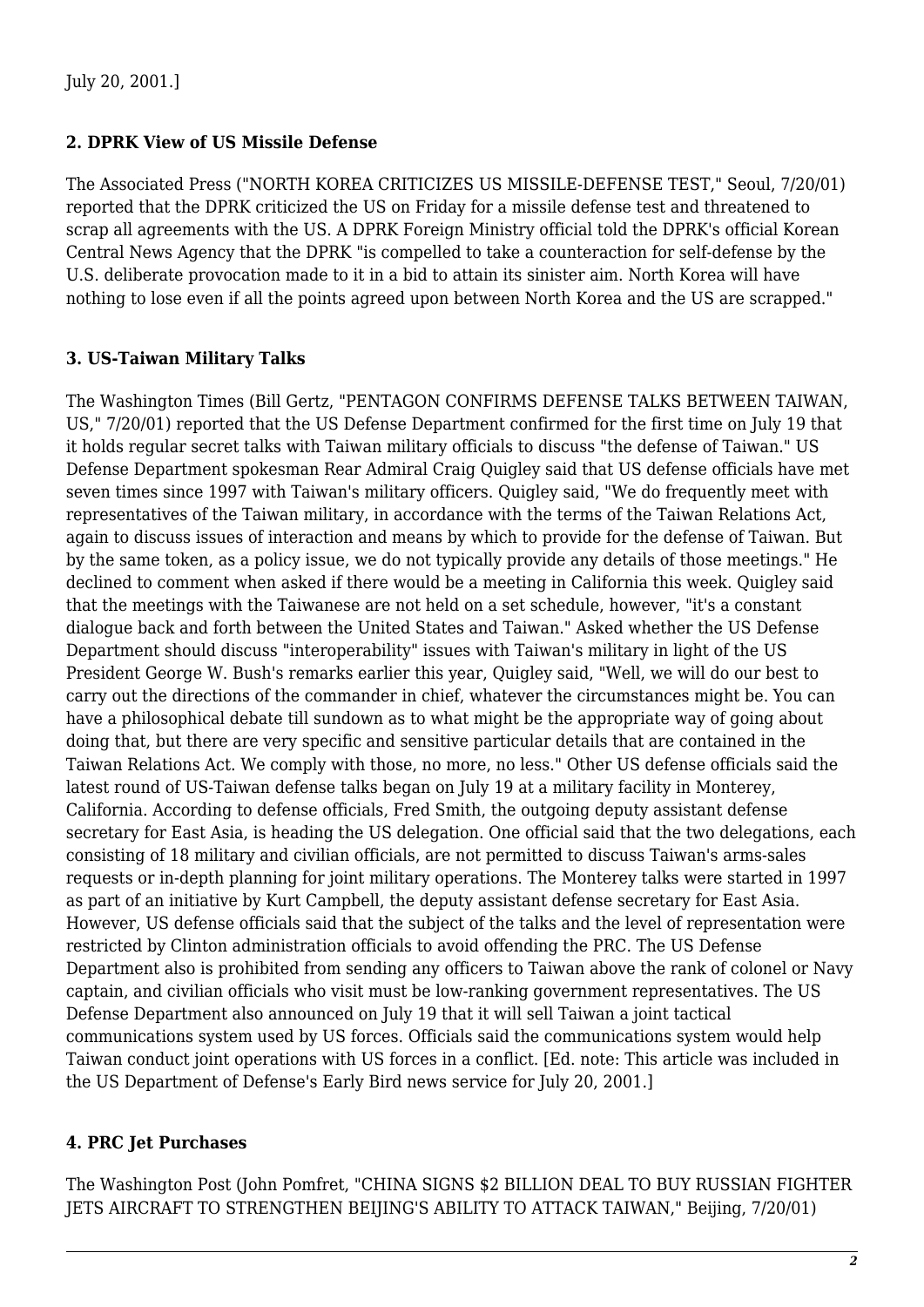July 20, 2001.]

### 2. DPRK View of US Missile Defense

The Associated Press ("NORTH KOREA CRITICIZES US MISSILE-DEFENSE TEST," Seoul, 7/20/01) reported that the DPRK criticized the US on Friday for a missile defense test and threatened to scrap all agreements with the US. A DPRK Foreign Ministry official told the DPRK's official Korean Central News Agency that the DPRK "is compelled to take a counteraction for self-defense by the U.S. deliberate provocation made to it in a bid to attain its sinister aim. North Korea will have nothing to lose even if all the points agreed upon between North Korea and the US are scrapped."

### 3. US-Taiwan Military Talks

The Washington Times (Bill Gertz, "PENTAGON CONFIRMS DEFENSE TALKS BETWEEN TAIWAN, US," 7/20/01) reported that the US Defense Department confirmed for the first time on July 19 that it holds regular secret talks with Taiwan military officials to discuss "the defense of Taiwan." US Defense Department spokesman Rear Admiral Craig Quigley said that US defense officials have met seven times since 1997 with Taiwan's military officers. Quigley said, "We do frequently meet with representatives of the Taiwan military, in accordance with the terms of the Taiwan Relations Act, again to discuss issues of interaction and means by which to provide for the defense of Taiwan. But by the same token, as a policy issue, we do not typically provide any details of those meetings." He declined to comment when asked if there would be a meeting in California this week. Quigley said that the meetings with the Taiwanese are not held on a set schedule, however, "it's a constant dialogue back and forth between the United States and Taiwan." Asked whether the US Defense Department should discuss "interoperability" issues with Taiwan's military in light of the US President George W. Bush's remarks earlier this year, Quigley said, "Well, we will do our best to carry out the directions of the commander in chief, whatever the circumstances might be. You can have a philosophical debate till sundown as to what might be the appropriate way of going about doing that, but there are very specific and sensitive particular details that are contained in the Taiwan Relations Act. We comply with those, no more, no less." Other US defense officials said the latest round of US-Taiwan defense talks began on July 19 at a military facility in Monterey, California. According to defense officials, Fred Smith, the outgoing deputy assistant defense secretary for East Asia, is heading the US delegation. One official said that the two delegations, each consisting of 18 military and civilian officials, are not permitted to discuss Taiwan's arms-sales requests or in-depth planning for joint military operations. The Monterey talks were started in 1997 as part of an initiative by Kurt Campbell, the deputy assistant defense secretary for East Asia. However, US defense officials said that the subject of the talks and the level of representation were restricted by Clinton administration officials to avoid offending the PRC. The US Defense Department also is prohibited from sending any officers to Taiwan above the rank of colonel or Navy captain, and civilian officials who visit must be low-ranking government representatives. The US Defense Department also announced on July 19 that it will sell Taiwan a joint tactical communications system used by US forces. Officials said the communications system would help Taiwan conduct joint operations with US forces in a conflict. [Ed. note: This article was included in the US Department of Defense's Early Bird news service for July 20, 2001.]

### 4. PRC Jet Purchases

The Washington Post (John Pomfret, "CHINA SIGNS $2 BILLION DEAL TO BUY RUSSIAN FIGHTER JETS AIRCRAFT TO STRENGTHEN BEIJING'S ABILITY TO ATTACK TAIWAN," Beijing, 7/20/01)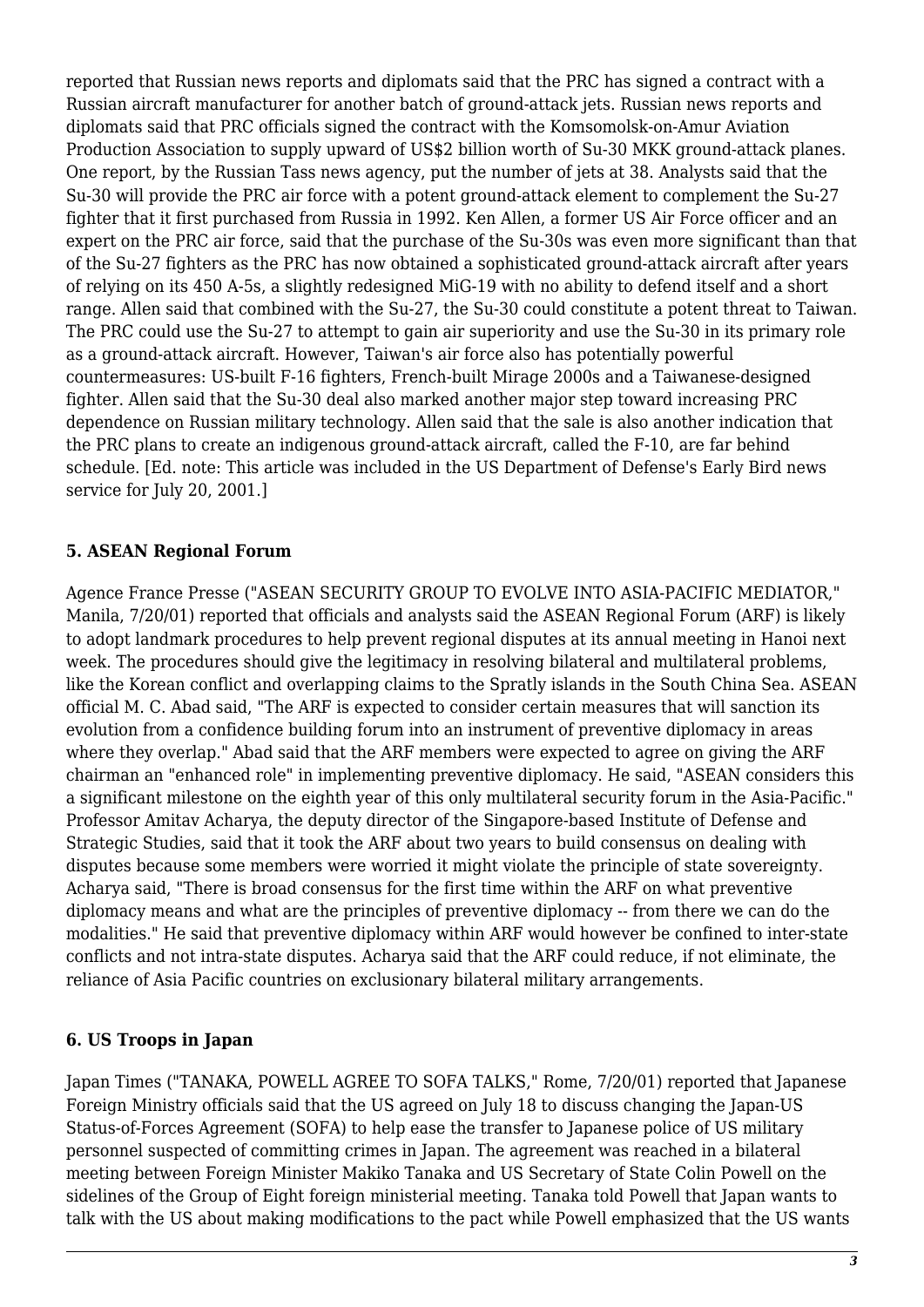reported that Russian news reports and diplomats said that the PRC has signed a contract with a Russian aircraft manufacturer for another batch of ground-attack jets. Russian news reports and diplomats said that PRC officials signed the contract with the Komsomolsk-on-Amur Aviation Production Association to supply upward of US$2 billion worth of Su-30 MKK ground-attack planes. One report, by the Russian Tass news agency, put the number of jets at 38. Analysts said that the Su-30 will provide the PRC air force with a potent ground-attack element to complement the Su-27 fighter that it first purchased from Russia in 1992. Ken Allen, a former US Air Force officer and an expert on the PRC air force, said that the purchase of the Su-30s was even more significant than that of the Su-27 fighters as the PRC has now obtained a sophisticated ground-attack aircraft after years of relying on its 450 A-5s, a slightly redesigned MiG-19 with no ability to defend itself and a short range. Allen said that combined with the Su-27, the Su-30 could constitute a potent threat to Taiwan. The PRC could use the Su-27 to attempt to gain air superiority and use the Su-30 in its primary role as a ground-attack aircraft. However, Taiwan's air force also has potentially powerful countermeasures: US-built F-16 fighters, French-built Mirage 2000s and a Taiwanese-designed fighter. Allen said that the Su-30 deal also marked another major step toward increasing PRC dependence on Russian military technology. Allen said that the sale is also another indication that the PRC plans to create an indigenous ground-attack aircraft, called the F-10, are far behind schedule. [Ed. note: This article was included in the US Department of Defense's Early Bird news service for July 20, 2001.]

### 5. ASEAN Regional Forum

Agence France Presse ("ASEAN SECURITY GROUP TO EVOLVE INTO ASIA-PACIFIC MEDIATOR," Manila, 7/20/01) reported that officials and analysts said the ASEAN Regional Forum (ARF) is likely to adopt landmark procedures to help prevent regional disputes at its annual meeting in Hanoi next week. The procedures should give the legitimacy in resolving bilateral and multilateral problems, like the Korean conflict and overlapping claims to the Spratly islands in the South China Sea. ASEAN official M. C. Abad said, "The ARF is expected to consider certain measures that will sanction its evolution from a confidence building forum into an instrument of preventive diplomacy in areas where they overlap." Abad said that the ARF members were expected to agree on giving the ARF chairman an "enhanced role" in implementing preventive diplomacy. He said, "ASEAN considers this a significant milestone on the eighth year of this only multilateral security forum in the Asia-Pacific." Professor Amitav Acharya, the deputy director of the Singapore-based Institute of Defense and Strategic Studies, said that it took the ARF about two years to build consensus on dealing with disputes because some members were worried it might violate the principle of state sovereignty. Acharya said, "There is broad consensus for the first time within the ARF on what preventive diplomacy means and what are the principles of preventive diplomacy -- from there we can do the modalities." He said that preventive diplomacy within ARF would however be confined to inter-state conflicts and not intra-state disputes. Acharya said that the ARF could reduce, if not eliminate, the reliance of Asia Pacific countries on exclusionary bilateral military arrangements.

### 6. US Troops in Japan

Japan Times ("TANAKA, POWELL AGREE TO SOFA TALKS," Rome, 7/20/01) reported that Japanese Foreign Ministry officials said that the US agreed on July 18 to discuss changing the Japan-US Status-of-Forces Agreement (SOFA) to help ease the transfer to Japanese police of US military personnel suspected of committing crimes in Japan. The agreement was reached in a bilateral meeting between Foreign Minister Makiko Tanaka and US Secretary of State Colin Powell on the sidelines of the Group of Eight foreign ministerial meeting. Tanaka told Powell that Japan wants to talk with the US about making modifications to the pact while Powell emphasized that the US wants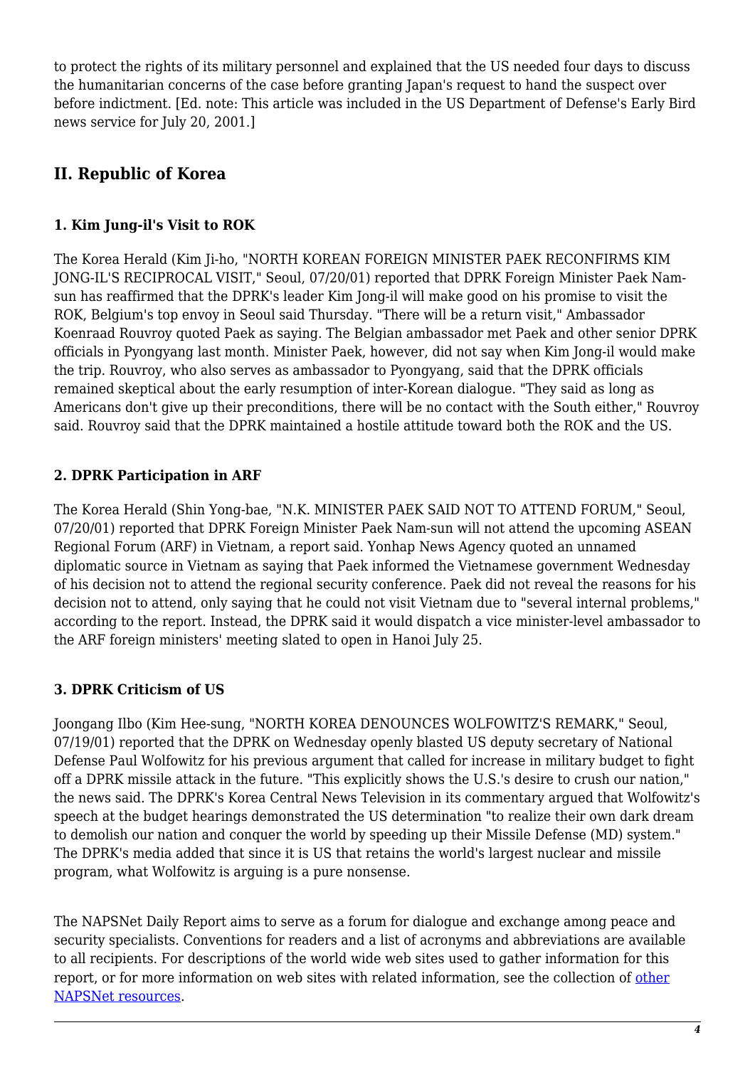to protect the rights of its military personnel and explained that the US needed four days to discuss the humanitarian concerns of the case before granting Japan's request to hand the suspect over before indictment. [Ed. note: This article was included in the US Department of Defense's Early Bird news service for July 20, 2001.]

## II. Republic of Korea

### 1. Kim Jung-il's Visit to ROK

The Korea Herald (Kim Ji-ho, "NORTH KOREAN FOREIGN MINISTER PAEK RECONFIRMS KIM JONG-IL'S RECIPROCAL VISIT," Seoul, 07/20/01) reported that DPRK Foreign Minister Paek Nam-sun has reaffirmed that the DPRK's leader Kim Jong-il will make good on his promise to visit the ROK, Belgium's top envoy in Seoul said Thursday. "There will be a return visit," Ambassador Koenraad Rouvroy quoted Paek as saying. The Belgian ambassador met Paek and other senior DPRK officials in Pyongyang last month. Minister Paek, however, did not say when Kim Jong-il would make the trip. Rouvroy, who also serves as ambassador to Pyongyang, said that the DPRK officials remained skeptical about the early resumption of inter-Korean dialogue. "They said as long as Americans don't give up their preconditions, there will be no contact with the South either," Rouvroy said. Rouvroy said that the DPRK maintained a hostile attitude toward both the ROK and the US.

### 2. DPRK Participation in ARF

The Korea Herald (Shin Yong-bae, "N.K. MINISTER PAEK SAID NOT TO ATTEND FORUM," Seoul, 07/20/01) reported that DPRK Foreign Minister Paek Nam-sun will not attend the upcoming ASEAN Regional Forum (ARF) in Vietnam, a report said. Yonhap News Agency quoted an unnamed diplomatic source in Vietnam as saying that Paek informed the Vietnamese government Wednesday of his decision not to attend the regional security conference. Paek did not reveal the reasons for his decision not to attend, only saying that he could not visit Vietnam due to "several internal problems," according to the report. Instead, the DPRK said it would dispatch a vice minister-level ambassador to the ARF foreign ministers' meeting slated to open in Hanoi July 25.

### 3. DPRK Criticism of US

Joongang Ilbo (Kim Hee-sung, "NORTH KOREA DENOUNCES WOLFOWITZ'S REMARK," Seoul, 07/19/01) reported that the DPRK on Wednesday openly blasted US deputy secretary of National Defense Paul Wolfowitz for his previous argument that called for increase in military budget to fight off a DPRK missile attack in the future. "This explicitly shows the U.S.'s desire to crush our nation," the news said. The DPRK's Korea Central News Television in its commentary argued that Wolfowitz's speech at the budget hearings demonstrated the US determination "to realize their own dark dream to demolish our nation and conquer the world by speeding up their Missile Defense (MD) system." The DPRK's media added that since it is US that retains the world's largest nuclear and missile program, what Wolfowitz is arguing is a pure nonsense.

The NAPSNet Daily Report aims to serve as a forum for dialogue and exchange among peace and security specialists. Conventions for readers and a list of acronyms and abbreviations are available to all recipients. For descriptions of the world wide web sites used to gather information for this report, or for more information on web sites with related information, see the collection of other NAPSNet resources.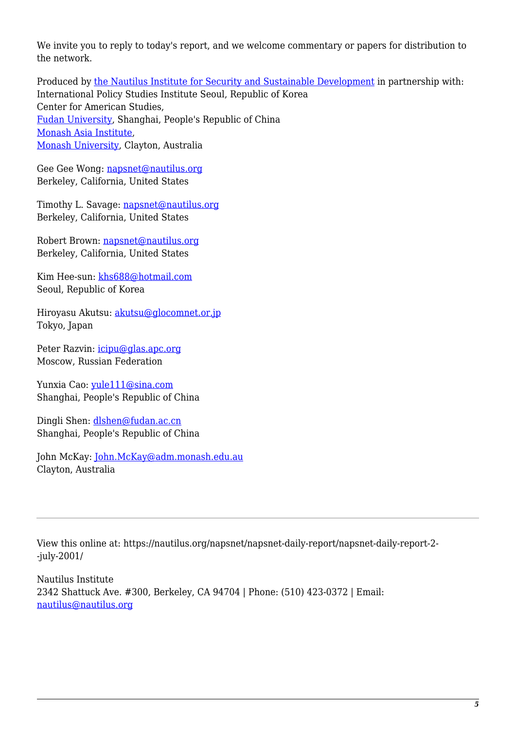We invite you to reply to today's report, and we welcome commentary or papers for distribution to the network.

Produced by [the Nautilus Institute for Security and Sustainable Development](https://nautilus.org) in partnership with:
International Policy Studies Institute Seoul, Republic of Korea
Center for American Studies,
[Fudan University](#), Shanghai, People's Republic of China
[Monash Asia Institute](#),
[Monash University](#), Clayton, Australia

Gee Gee Wong: [napsnet@nautilus.org](mailto:napsnet@nautilus.org)
Berkeley, California, United States

Timothy L. Savage: [napsnet@nautilus.org](mailto:napsnet@nautilus.org)
Berkeley, California, United States

Robert Brown: [napsnet@nautilus.org](mailto:napsnet@nautilus.org)
Berkeley, California, United States

Kim Hee-sun: [khs688@hotmail.com](mailto:khs688@hotmail.com)
Seoul, Republic of Korea

Hiroyasu Akutsu: [akutsu@glocomnet.or.jp](mailto:akutsu@glocomnet.or.jp)
Tokyo, Japan

Peter Razvin: [icipu@glas.apc.org](mailto:icipu@glas.apc.org)
Moscow, Russian Federation

Yunxia Cao: [yule111@sina.com](mailto:yule111@sina.com)
Shanghai, People's Republic of China

Dingli Shen: [dlshen@fudan.ac.cn](mailto:dlshen@fudan.ac.cn)
Shanghai, People's Republic of China

John McKay: [John.McKay@adm.monash.edu.au](mailto:John.McKay@adm.monash.edu.au)
Clayton, Australia

---

View this online at: https://nautilus.org/napsnet/napsnet-daily-report/napsnet-daily-report-2--july-2001/

Nautilus Institute
2342 Shattuck Ave. #300, Berkeley, CA 94704 | Phone: (510) 423-0372 | Email: [nautilus@nautilus.org](mailto:nautilus@nautilus.org)